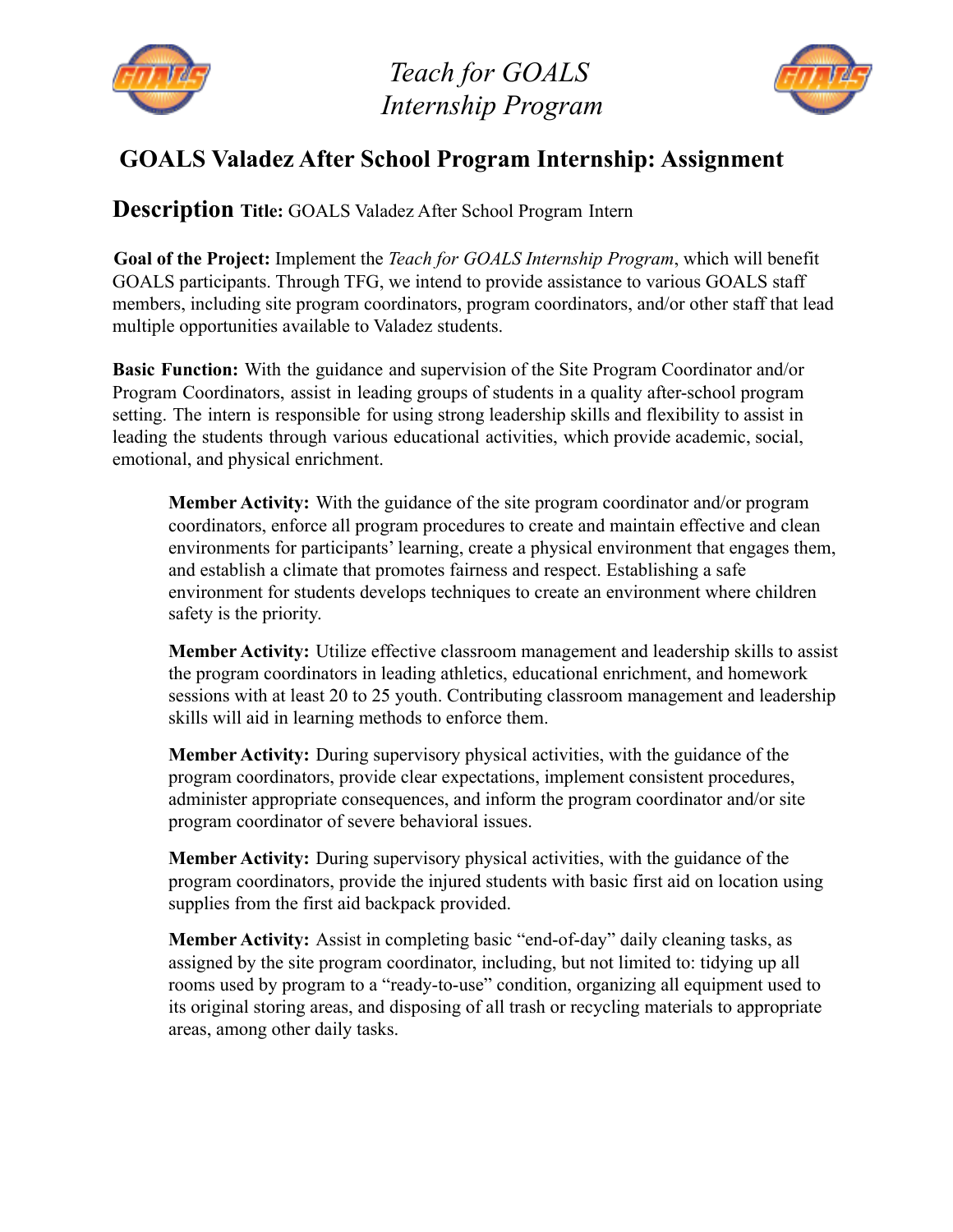# *Teach for GOALS Internship Program*

## GOALS Valadez After School Program Internship: Assignment

**Description** **Title:** GOALS Valadez After School Program Intern

**Goal of the Project:** Implement the *Teach for GOALS Internship Program*, which will benefit GOALS participants. Through TFG, we intend to provide assistance to various GOALS staff members, including site program coordinators, program coordinators, and/or other staff that lead multiple opportunities available to Valadez students.

**Basic Function:** With the guidance and supervision of the Site Program Coordinator and/or Program Coordinators, assist in leading groups of students in a quality after-school program setting. The intern is responsible for using strong leadership skills and flexibility to assist in leading the students through various educational activities, which provide academic, social, emotional, and physical enrichment.

> **Member Activity:** With the guidance of the site program coordinator and/or program coordinators, enforce all program procedures to create and maintain effective and clean environments for participants' learning, create a physical environment that engages them, and establish a climate that promotes fairness and respect. Establishing a safe environment for students develops techniques to create an environment where children safety is the priority.
>
> **Member Activity:** Utilize effective classroom management and leadership skills to assist the program coordinators in leading athletics, educational enrichment, and homework sessions with at least 20 to 25 youth. Contributing classroom management and leadership skills will aid in learning methods to enforce them.
>
> **Member Activity:** During supervisory physical activities, with the guidance of the program coordinators, provide clear expectations, implement consistent procedures, administer appropriate consequences, and inform the program coordinator and/or site program coordinator of severe behavioral issues.
>
> **Member Activity:** During supervisory physical activities, with the guidance of the program coordinators, provide the injured students with basic first aid on location using supplies from the first aid backpack provided.
>
> **Member Activity:** Assist in completing basic "end-of-day" daily cleaning tasks, as assigned by the site program coordinator, including, but not limited to: tidying up all rooms used by program to a "ready-to-use" condition, organizing all equipment used to its original storing areas, and disposing of all trash or recycling materials to appropriate areas, among other daily tasks.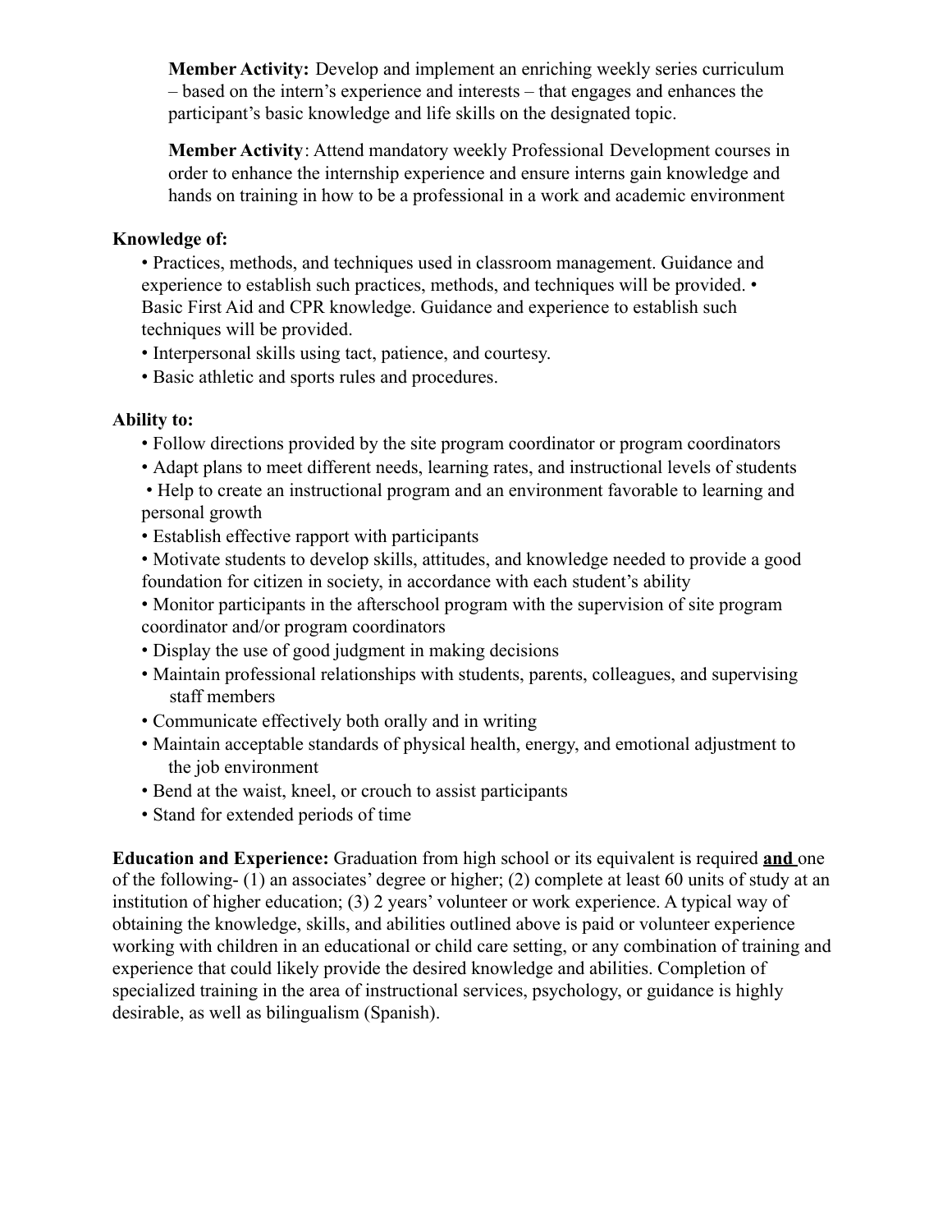**Member Activity:** Develop and implement an enriching weekly series curriculum – based on the intern's experience and interests – that engages and enhances the participant's basic knowledge and life skills on the designated topic.

**Member Activity**: Attend mandatory weekly Professional Development courses in order to enhance the internship experience and ensure interns gain knowledge and hands on training in how to be a professional in a work and academic environment

**Knowledge of:**

- Practices, methods, and techniques used in classroom management. Guidance and experience to establish such practices, methods, and techniques will be provided.
- Basic First Aid and CPR knowledge. Guidance and experience to establish such techniques will be provided.
- Interpersonal skills using tact, patience, and courtesy.
- Basic athletic and sports rules and procedures.

**Ability to:**

- Follow directions provided by the site program coordinator or program coordinators
- Adapt plans to meet different needs, learning rates, and instructional levels of students
- Help to create an instructional program and an environment favorable to learning and personal growth
- Establish effective rapport with participants
- Motivate students to develop skills, attitudes, and knowledge needed to provide a good foundation for citizen in society, in accordance with each student's ability
- Monitor participants in the afterschool program with the supervision of site program coordinator and/or program coordinators
- Display the use of good judgment in making decisions
- Maintain professional relationships with students, parents, colleagues, and supervising staff members
- Communicate effectively both orally and in writing
- Maintain acceptable standards of physical health, energy, and emotional adjustment to the job environment
- Bend at the waist, kneel, or crouch to assist participants
- Stand for extended periods of time

**Education and Experience:** Graduation from high school or its equivalent is required <u>**and**</u> one of the following- (1) an associates' degree or higher; (2) complete at least 60 units of study at an institution of higher education; (3) 2 years' volunteer or work experience. A typical way of obtaining the knowledge, skills, and abilities outlined above is paid or volunteer experience working with children in an educational or child care setting, or any combination of training and experience that could likely provide the desired knowledge and abilities. Completion of specialized training in the area of instructional services, psychology, or guidance is highly desirable, as well as bilingualism (Spanish).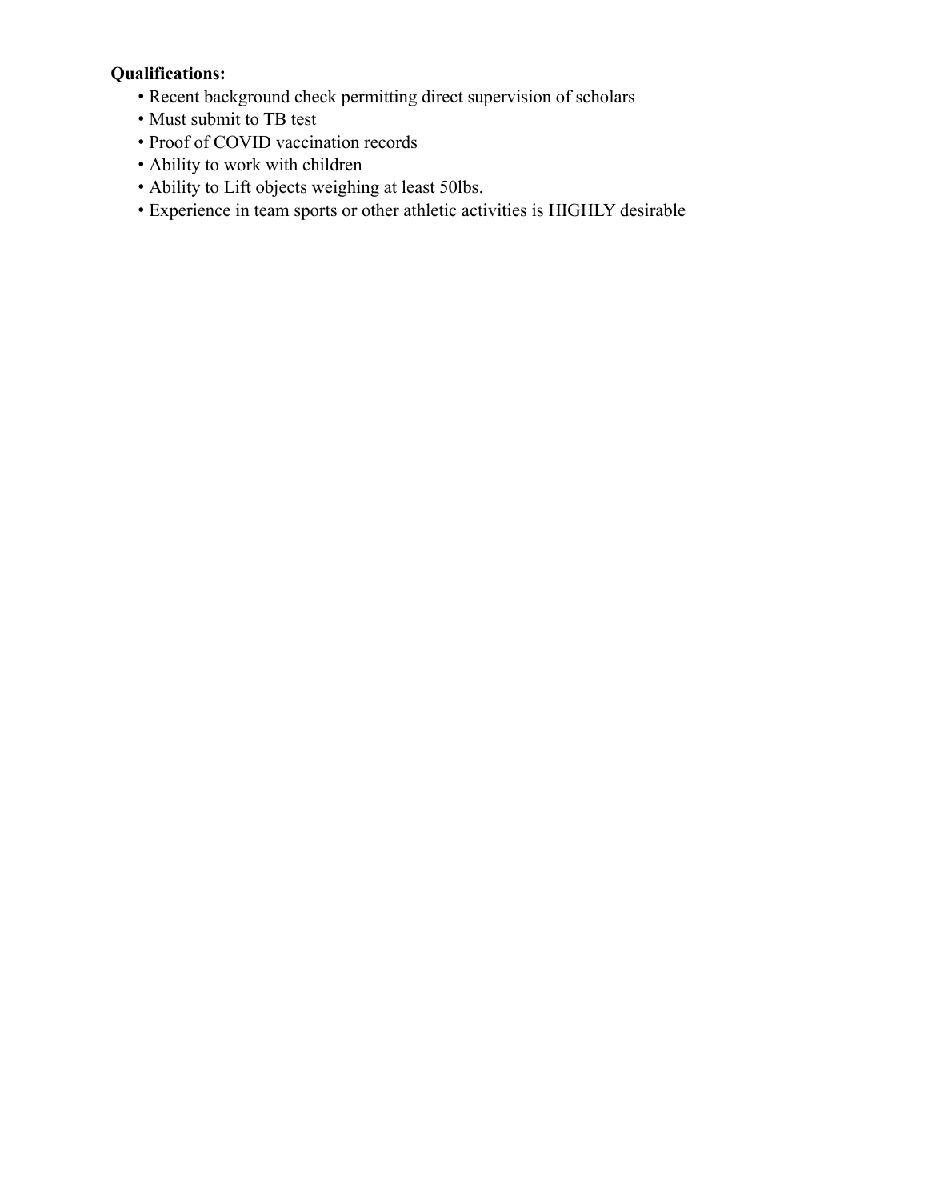**Qualifications:**

- Recent background check permitting direct supervision of scholars
- Must submit to TB test
- Proof of COVID vaccination records
- Ability to work with children
- Ability to Lift objects weighing at least 50lbs.
- Experience in team sports or other athletic activities is HIGHLY desirable